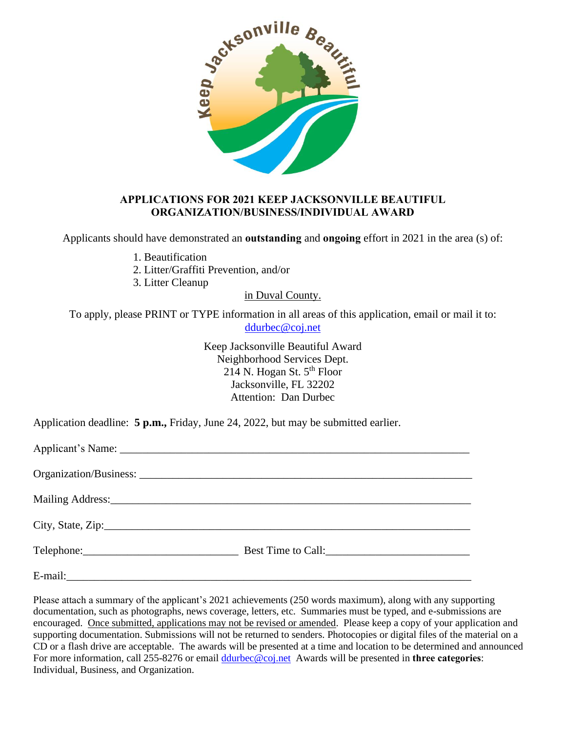# APPLICATIONS FOR 2021 KEEP JACKSONVILLE BEAUTIFUL ORGANIZATION/BUSINESS/INDIVIDUAL AWARD

Applicants should have demonstrated an **outstanding** and **ongoing** effort in 2021 in the area (s) of:

1. Beautification
2. Litter/Graffiti Prevention, and/or
3. Litter Cleanup

in Duval County.

To apply, please PRINT or TYPE information in all areas of this application, email or mail it to:
ddurbec@coj.net

Keep Jacksonville Beautiful Award
Neighborhood Services Dept.
214 N. Hogan St. 5th Floor
Jacksonville, FL 32202
Attention: Dan Durbec

Application deadline: **5 p.m.,** Friday, June 24, 2022, but may be submitted earlier.

Applicant's Name: ______________________________________________

Organization/Business: __________________________________________

Mailing Address: _______________________________________________

City, State, Zip: _______________________________________________

Telephone: ____________________ Best Time to Call: __________________

E-mail: _______________________________________________________

Please attach a summary of the applicant's 2021 achievements (250 words maximum), along with any supporting documentation, such as photographs, news coverage, letters, etc. Summaries must be typed, and e-submissions are encouraged. Once submitted, applications may not be revised or amended. Please keep a copy of your application and supporting documentation. Submissions will not be returned to senders. Photocopies or digital files of the material on a CD or a flash drive are acceptable. The awards will be presented at a time and location to be determined and announced For more information, call 255-8276 or email ddurbec@coj.net Awards will be presented in **three categories**: Individual, Business, and Organization.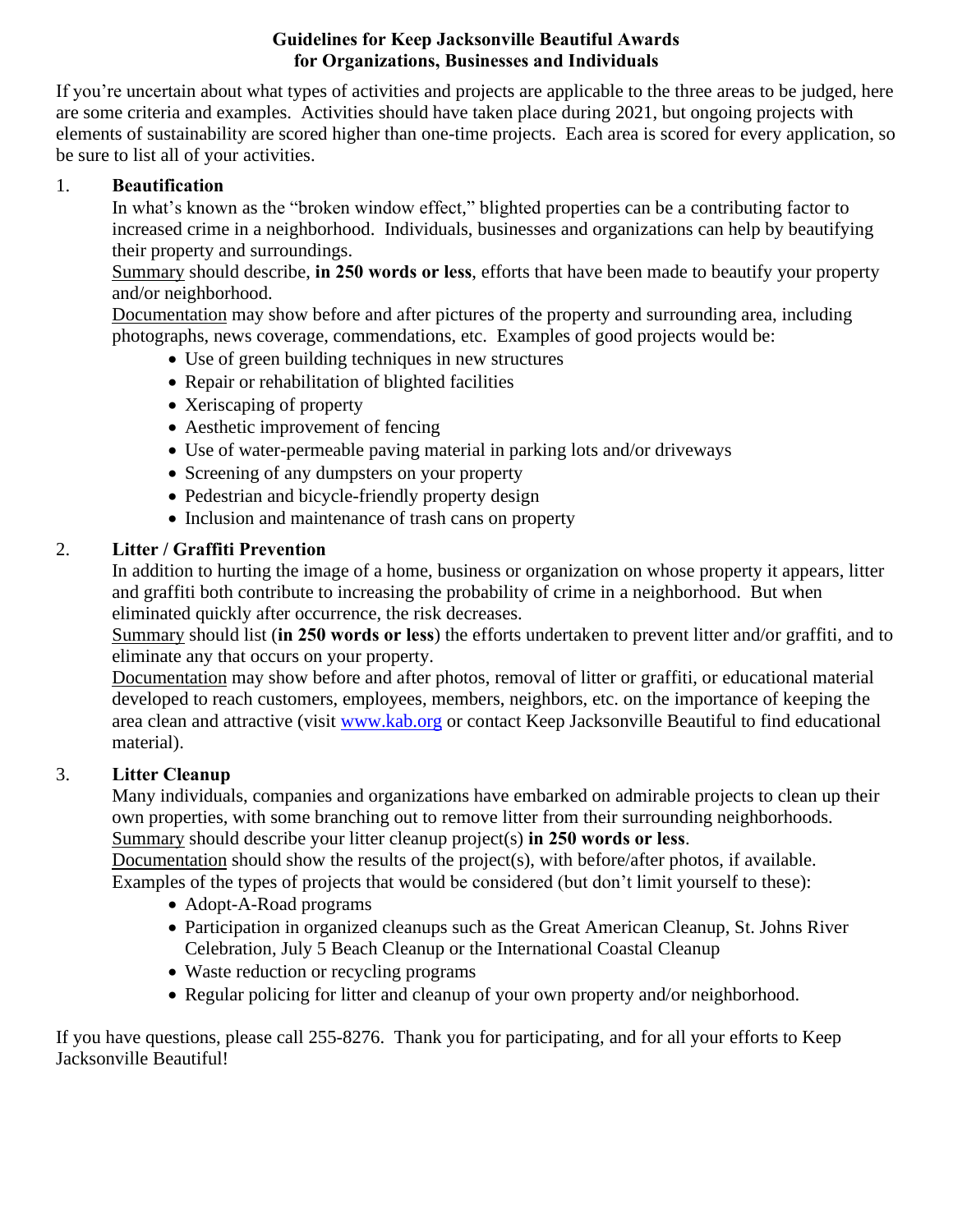# Guidelines for Keep Jacksonville Beautiful Awards for Organizations, Businesses and Individuals

If you're uncertain about what types of activities and projects are applicable to the three areas to be judged, here are some criteria and examples. Activities should have taken place during 2021, but ongoing projects with elements of sustainability are scored higher than one-time projects. Each area is scored for every application, so be sure to list all of your activities.

1. **Beautification**

   In what's known as the "broken window effect," blighted properties can be a contributing factor to increased crime in a neighborhood. Individuals, businesses and organizations can help by beautifying their property and surroundings.

   Summary should describe, **in 250 words or less**, efforts that have been made to beautify your property and/or neighborhood.

   Documentation may show before and after pictures of the property and surrounding area, including photographs, news coverage, commendations, etc. Examples of good projects would be:

   - Use of green building techniques in new structures
   - Repair or rehabilitation of blighted facilities
   - Xeriscaping of property
   - Aesthetic improvement of fencing
   - Use of water-permeable paving material in parking lots and/or driveways
   - Screening of any dumpsters on your property
   - Pedestrian and bicycle-friendly property design
   - Inclusion and maintenance of trash cans on property

2. **Litter / Graffiti Prevention**

   In addition to hurting the image of a home, business or organization on whose property it appears, litter and graffiti both contribute to increasing the probability of crime in a neighborhood. But when eliminated quickly after occurrence, the risk decreases.

   Summary should list (**in 250 words or less**) the efforts undertaken to prevent litter and/or graffiti, and to eliminate any that occurs on your property.

   Documentation may show before and after photos, removal of litter or graffiti, or educational material developed to reach customers, employees, members, neighbors, etc. on the importance of keeping the area clean and attractive (visit www.kab.org or contact Keep Jacksonville Beautiful to find educational material).

3. **Litter Cleanup**

   Many individuals, companies and organizations have embarked on admirable projects to clean up their own properties, with some branching out to remove litter from their surrounding neighborhoods.

   Summary should describe your litter cleanup project(s) **in 250 words or less**.

   Documentation should show the results of the project(s), with before/after photos, if available.

   Examples of the types of projects that would be considered (but don't limit yourself to these):

   - Adopt-A-Road programs
   - Participation in organized cleanups such as the Great American Cleanup, St. Johns River Celebration, July 5 Beach Cleanup or the International Coastal Cleanup
   - Waste reduction or recycling programs
   - Regular policing for litter and cleanup of your own property and/or neighborhood.

If you have questions, please call 255-8276. Thank you for participating, and for all your efforts to Keep Jacksonville Beautiful!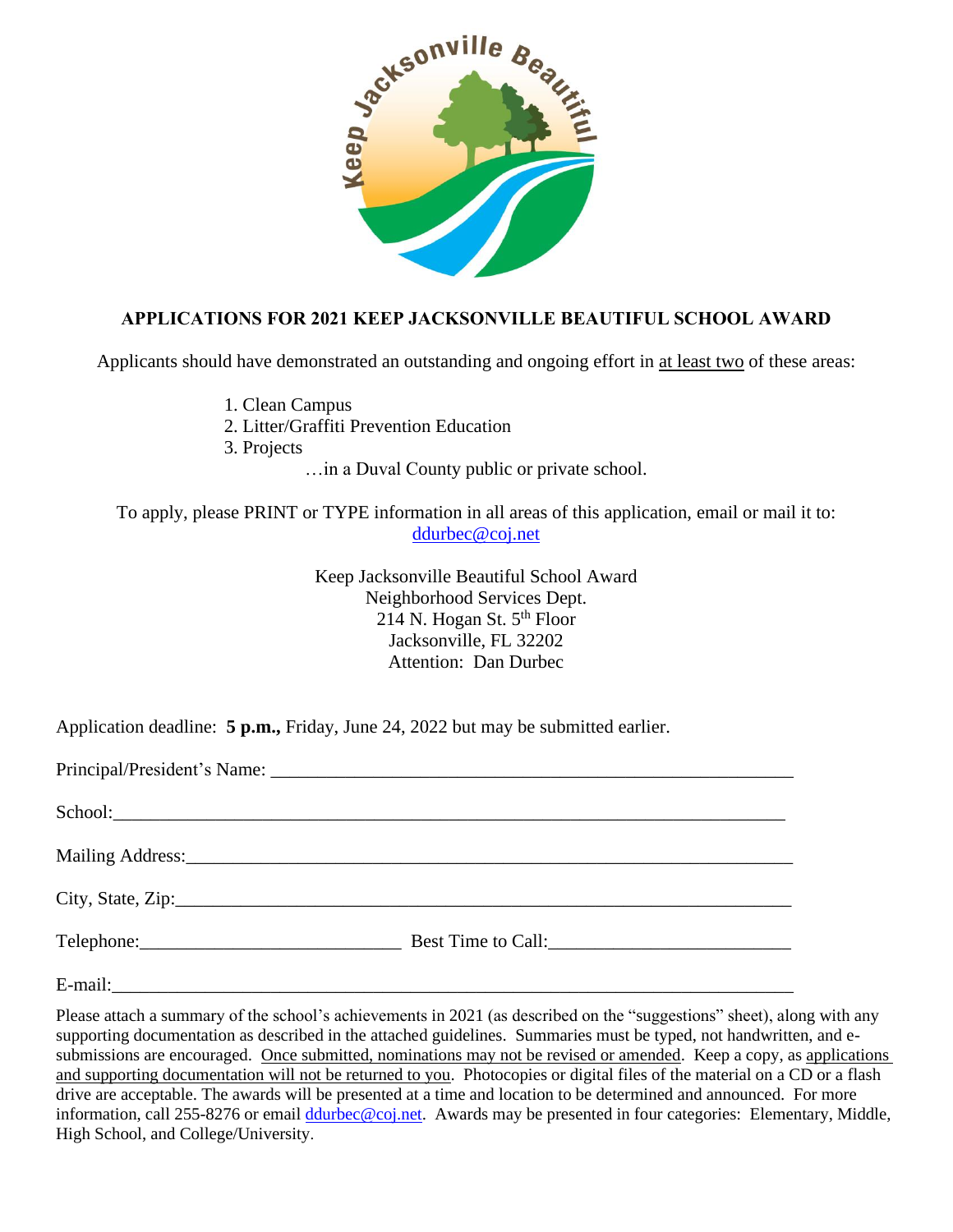# APPLICATIONS FOR 2021 KEEP JACKSONVILLE BEAUTIFUL SCHOOL AWARD

Applicants should have demonstrated an outstanding and ongoing effort in <u>at least two</u> of these areas:

1. Clean Campus
2. Litter/Graffiti Prevention Education
3. Projects

…in a Duval County public or private school.

To apply, please PRINT or TYPE information in all areas of this application, email or mail it to: ddurbec@coj.net

Keep Jacksonville Beautiful School Award
Neighborhood Services Dept.
214 N. Hogan St. 5th Floor
Jacksonville, FL 32202
Attention: Dan Durbec

Application deadline: **5 p.m.,** Friday, June 24, 2022 but may be submitted earlier.

Principal/President's Name: ________________________________________________

School: ________________________________________________

Mailing Address: ________________________________________________

City, State, Zip: ________________________________________________

Telephone: ___________________________ Best Time to Call: _________________________

E-mail: ________________________________________________

Please attach a summary of the school's achievements in 2021 (as described on the "suggestions" sheet), along with any supporting documentation as described in the attached guidelines. Summaries must be typed, not handwritten, and e-submissions are encouraged. <u>Once submitted, nominations may not be revised or amended</u>. Keep a copy, as <u>applications and supporting documentation will not be returned to you</u>. Photocopies or digital files of the material on a CD or a flash drive are acceptable. The awards will be presented at a time and location to be determined and announced. For more information, call 255-8276 or email ddurbec@coj.net. Awards may be presented in four categories: Elementary, Middle, High School, and College/University.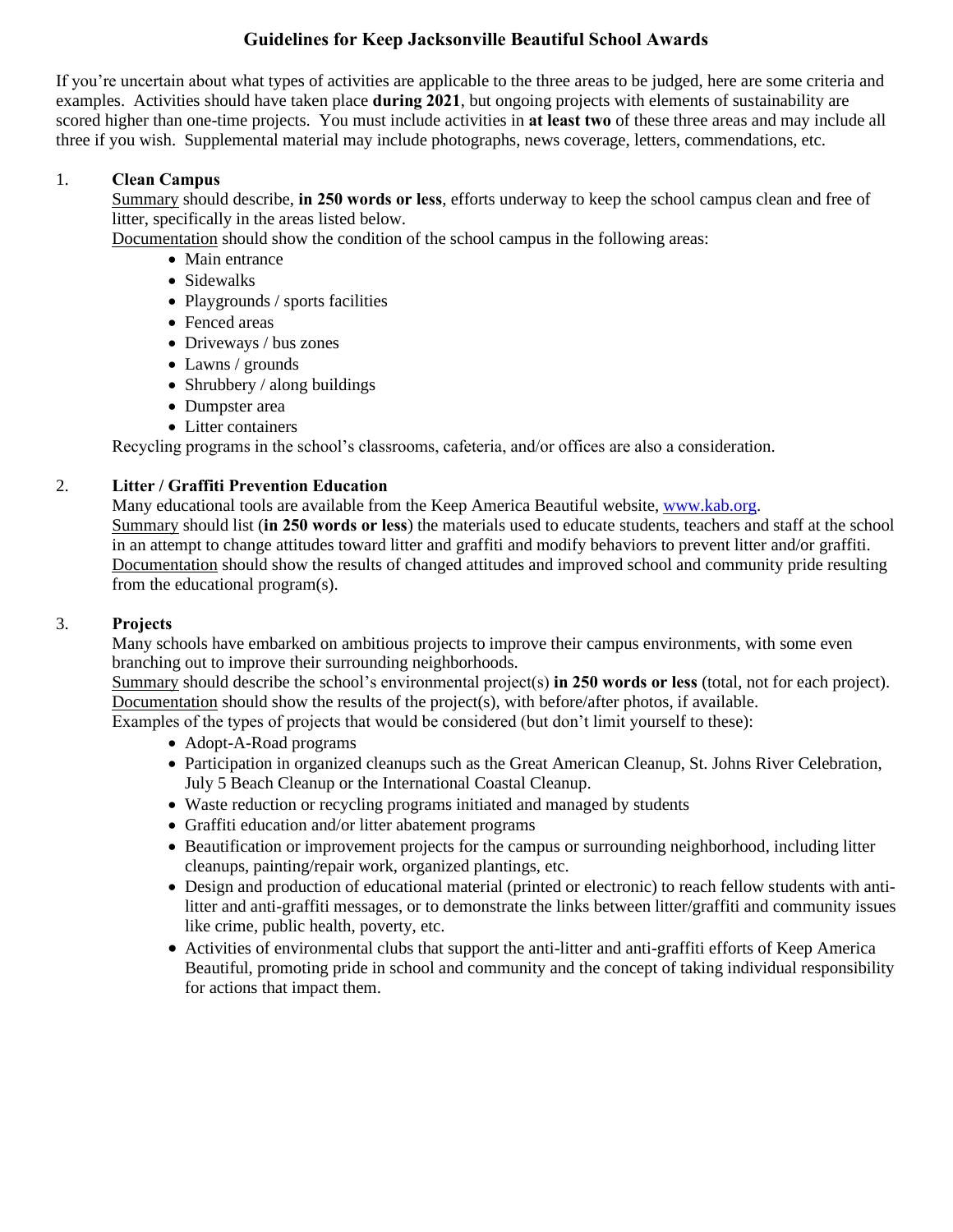# Guidelines for Keep Jacksonville Beautiful School Awards

If you're uncertain about what types of activities are applicable to the three areas to be judged, here are some criteria and examples. Activities should have taken place **during 2021**, but ongoing projects with elements of sustainability are scored higher than one-time projects. You must include activities in **at least two** of these three areas and may include all three if you wish. Supplemental material may include photographs, news coverage, letters, commendations, etc.

1. **Clean Campus**

   Summary should describe, **in 250 words or less**, efforts underway to keep the school campus clean and free of litter, specifically in the areas listed below.

   Documentation should show the condition of the school campus in the following areas:

   - Main entrance
   - Sidewalks
   - Playgrounds / sports facilities
   - Fenced areas
   - Driveways / bus zones
   - Lawns / grounds
   - Shrubbery / along buildings
   - Dumpster area
   - Litter containers

   Recycling programs in the school's classrooms, cafeteria, and/or offices are also a consideration.

2. **Litter / Graffiti Prevention Education**

   Many educational tools are available from the Keep America Beautiful website, www.kab.org.

   Summary should list (**in 250 words or less**) the materials used to educate students, teachers and staff at the school in an attempt to change attitudes toward litter and graffiti and modify behaviors to prevent litter and/or graffiti.

   Documentation should show the results of changed attitudes and improved school and community pride resulting from the educational program(s).

3. **Projects**

   Many schools have embarked on ambitious projects to improve their campus environments, with some even branching out to improve their surrounding neighborhoods.

   Summary should describe the school's environmental project(s) **in 250 words or less** (total, not for each project).

   Documentation should show the results of the project(s), with before/after photos, if available.

   Examples of the types of projects that would be considered (but don't limit yourself to these):

   - Adopt-A-Road programs
   - Participation in organized cleanups such as the Great American Cleanup, St. Johns River Celebration, July 5 Beach Cleanup or the International Coastal Cleanup.
   - Waste reduction or recycling programs initiated and managed by students
   - Graffiti education and/or litter abatement programs
   - Beautification or improvement projects for the campus or surrounding neighborhood, including litter cleanups, painting/repair work, organized plantings, etc.
   - Design and production of educational material (printed or electronic) to reach fellow students with anti-litter and anti-graffiti messages, or to demonstrate the links between litter/graffiti and community issues like crime, public health, poverty, etc.
   - Activities of environmental clubs that support the anti-litter and anti-graffiti efforts of Keep America Beautiful, promoting pride in school and community and the concept of taking individual responsibility for actions that impact them.